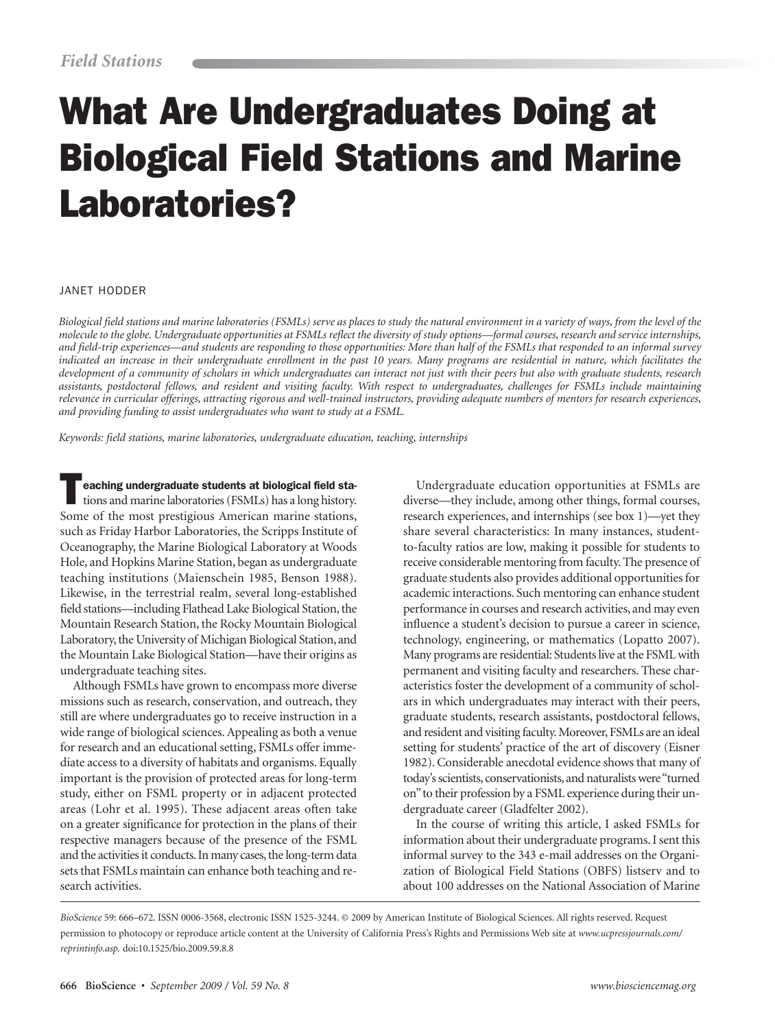Field Stations

# What Are Undergraduates Doing at Biological Field Stations and Marine Laboratories?

JANET HODDER

*Biological field stations and marine laboratories (FSMLs) serve as places to study the natural environment in a variety of ways, from the level of the molecule to the globe. Undergraduate opportunities at FSMLs reflect the diversity of study options—formal courses, research and service internships, and field-trip experiences—and students are responding to those opportunities: More than half of the FSMLs that responded to an informal survey indicated an increase in their undergraduate enrollment in the past 10 years. Many programs are residential in nature, which facilitates the development of a community of scholars in which undergraduates can interact not just with their peers but also with graduate students, research assistants, postdoctoral fellows, and resident and visiting faculty. With respect to undergraduates, challenges for FSMLs include maintaining relevance in curricular offerings, attracting rigorous and well-trained instructors, providing adequate numbers of mentors for research experiences, and providing funding to assist undergraduates who want to study at a FSML.*

*Keywords: field stations, marine laboratories, undergraduate education, teaching, internships*

**Teaching undergraduate students at biological field stations and marine laboratories (FSMLs) has a long history.** Some of the most prestigious American marine stations, such as Friday Harbor Laboratories, the Scripps Institute of Oceanography, the Marine Biological Laboratory at Woods Hole, and Hopkins Marine Station, began as undergraduate teaching institutions (Maienschein 1985, Benson 1988). Likewise, in the terrestrial realm, several long-established field stations—including Flathead Lake Biological Station, the Mountain Research Station, the Rocky Mountain Biological Laboratory, the University of Michigan Biological Station, and the Mountain Lake Biological Station—have their origins as undergraduate teaching sites.

Although FSMLs have grown to encompass more diverse missions such as research, conservation, and outreach, they still are where undergraduates go to receive instruction in a wide range of biological sciences. Appealing as both a venue for research and an educational setting, FSMLs offer immediate access to a diversity of habitats and organisms. Equally important is the provision of protected areas for long-term study, either on FSML property or in adjacent protected areas (Lohr et al. 1995). These adjacent areas often take on a greater significance for protection in the plans of their respective managers because of the presence of the FSML and the activities it conducts. In many cases, the long-term data sets that FSMLs maintain can enhance both teaching and research activities.

Undergraduate education opportunities at FSMLs are diverse—they include, among other things, formal courses, research experiences, and internships (see box 1)—yet they share several characteristics: In many instances, student-to-faculty ratios are low, making it possible for students to receive considerable mentoring from faculty. The presence of graduate students also provides additional opportunities for academic interactions. Such mentoring can enhance student performance in courses and research activities, and may even influence a student's decision to pursue a career in science, technology, engineering, or mathematics (Lopatto 2007). Many programs are residential: Students live at the FSML with permanent and visiting faculty and researchers. These characteristics foster the development of a community of scholars in which undergraduates may interact with their peers, graduate students, research assistants, postdoctoral fellows, and resident and visiting faculty. Moreover, FSMLs are an ideal setting for students' practice of the art of discovery (Eisner 1982). Considerable anecdotal evidence shows that many of today's scientists, conservationists, and naturalists were "turned on" to their profession by a FSML experience during their undergraduate career (Gladfelter 2002).

In the course of writing this article, I asked FSMLs for information about their undergraduate programs. I sent this informal survey to the 343 e-mail addresses on the Organization of Biological Field Stations (OBFS) listserv and to about 100 addresses on the National Association of Marine

*BioScience* 59: 666–672. ISSN 0006-3568, electronic ISSN 1525-3244. © 2009 by American Institute of Biological Sciences. All rights reserved. Request permission to photocopy or reproduce article content at the University of California Press's Rights and Permissions Web site at *www.ucpressjournals.com/reprintinfo.asp.* doi:10.1525/bio.2009.59.8.8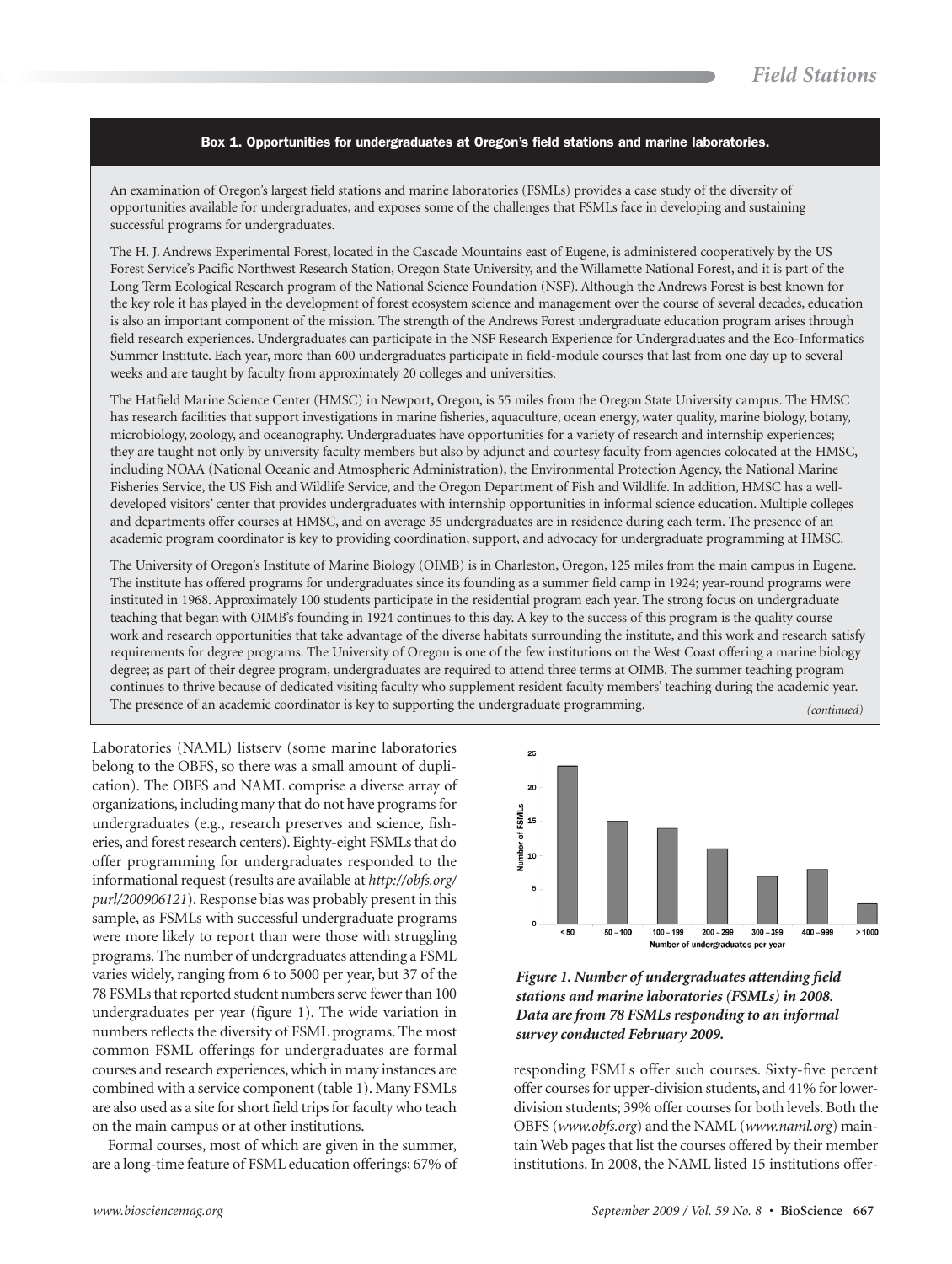### Box 1. Opportunities for undergraduates at Oregon's field stations and marine laboratories.

An examination of Oregon's largest field stations and marine laboratories (FSMLs) provides a case study of the diversity of opportunities available for undergraduates, and exposes some of the challenges that FSMLs face in developing and sustaining successful programs for undergraduates.

The H. J. Andrews Experimental Forest, located in the Cascade Mountains east of Eugene, is administered cooperatively by the US Forest Service's Pacific Northwest Research Station, Oregon State University, and the Willamette National Forest, and it is part of the Long Term Ecological Research program of the National Science Foundation (NSF). Although the Andrews Forest is best known for the key role it has played in the development of forest ecosystem science and management over the course of several decades, education is also an important component of the mission. The strength of the Andrews Forest undergraduate education program arises through field research experiences. Undergraduates can participate in the NSF Research Experience for Undergraduates and the Eco-Informatics Summer Institute. Each year, more than 600 undergraduates participate in field-module courses that last from one day up to several weeks and are taught by faculty from approximately 20 colleges and universities.

The Hatfield Marine Science Center (HMSC) in Newport, Oregon, is 55 miles from the Oregon State University campus. The HMSC has research facilities that support investigations in marine fisheries, aquaculture, ocean energy, water quality, marine biology, botany, microbiology, zoology, and oceanography. Undergraduates have opportunities for a variety of research and internship experiences; they are taught not only by university faculty members but also by adjunct and courtesy faculty from agencies colocated at the HMSC, including NOAA (National Oceanic and Atmospheric Administration), the Environmental Protection Agency, the National Marine Fisheries Service, the US Fish and Wildlife Service, and the Oregon Department of Fish and Wildlife. In addition, HMSC has a well-developed visitors' center that provides undergraduates with internship opportunities in informal science education. Multiple colleges and departments offer courses at HMSC, and on average 35 undergraduates are in residence during each term. The presence of an academic program coordinator is key to providing coordination, support, and advocacy for undergraduate programming at HMSC.

The University of Oregon's Institute of Marine Biology (OIMB) is in Charleston, Oregon, 125 miles from the main campus in Eugene. The institute has offered programs for undergraduates since its founding as a summer field camp in 1924; year-round programs were instituted in 1968. Approximately 100 students participate in the residential program each year. The strong focus on undergraduate teaching that began with OIMB's founding in 1924 continues to this day. A key to the success of this program is the quality course work and research opportunities that take advantage of the diverse habitats surrounding the institute, and this work and research satisfy requirements for degree programs. The University of Oregon is one of the few institutions on the West Coast offering a marine biology degree; as part of their degree program, undergraduates are required to attend three terms at OIMB. The summer teaching program continues to thrive because of dedicated visiting faculty who supplement resident faculty members' teaching during the academic year. The presence of an academic coordinator is key to supporting the undergraduate programming.

*(continued)*

Laboratories (NAML) listserv (some marine laboratories belong to the OBFS, so there was a small amount of duplication). The OBFS and NAML comprise a diverse array of organizations, including many that do not have programs for undergraduates (e.g., research preserves and science, fisheries, and forest research centers). Eighty-eight FSMLs that do offer programming for undergraduates responded to the informational request (results are available at *http://obfs.org/purl/200906121*). Response bias was probably present in this sample, as FSMLs with successful undergraduate programs were more likely to report than were those with struggling programs. The number of undergraduates attending a FSML varies widely, ranging from 6 to 5000 per year, but 37 of the 78 FSMLs that reported student numbers serve fewer than 100 undergraduates per year (figure 1). The wide variation in numbers reflects the diversity of FSML programs. The most common FSML offerings for undergraduates are formal courses and research experiences, which in many instances are combined with a service component (table 1). Many FSMLs are also used as a site for short field trips for faculty who teach on the main campus or at other institutions.

Formal courses, most of which are given in the summer, are a long-time feature of FSML education offerings; 67% of responding FSMLs offer such courses. Sixty-five percent offer courses for upper-division students, and 41% for lower-division students; 39% offer courses for both levels. Both the OBFS (*www.obfs.org*) and the NAML (*www.naml.org*) maintain Web pages that list the courses offered by their member institutions. In 2008, the NAML listed 15 institutions offer-

Number of FSMLs

0
5
10
15
20
25

< 50
50 – 100
100 – 199
200 – 299
300 – 399
400 – 999
> 1000

Number of undergraduates per year

***Figure 1. Number of undergraduates attending field stations and marine laboratories (FSMLs) in 2008. Data are from 78 FSMLs responding to an informal survey conducted February 2009.***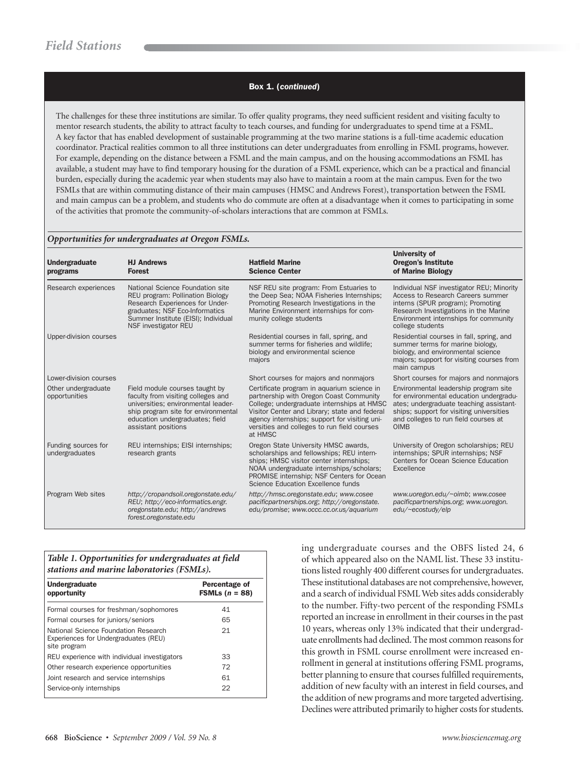## Box 1. (*continued*)

The challenges for these three institutions are similar. To offer quality programs, they need sufficient resident and visiting faculty to mentor research students, the ability to attract faculty to teach courses, and funding for undergraduates to spend time at a FSML. A key factor that has enabled development of sustainable programming at the two marine stations is a full-time academic education coordinator. Practical realities common to all three institutions can deter undergraduates from enrolling in FSML programs, however. For example, depending on the distance between a FSML and the main campus, and on the housing accommodations an FSML has available, a student may have to find temporary housing for the duration of a FSML experience, which can be a practical and financial burden, especially during the academic year when students may also have to maintain a room at the main campus. Even for the two FSMLs that are within commuting distance of their main campuses (HMSC and Andrews Forest), transportation between the FSML and main campus can be a problem, and students who do commute are often at a disadvantage when it comes to participating in some of the activities that promote the community-of-scholars interactions that are common at FSMLs.

*Opportunities for undergraduates at Oregon FSMLs.*

| Undergraduate programs | HJ Andrews Forest | Hatfield Marine Science Center | University of Oregon's Institute of Marine Biology |
|---|---|---|---|
| Research experiences | National Science Foundation site REU program: Pollination Biology Research Experiences for Undergraduates; NSF Eco-Informatics Summer Institute (EISI); Individual NSF investigator REU | NSF REU site program: From Estuaries to the Deep Sea; NOAA Fisheries Internships; Promoting Research Investigations in the Marine Environment internships for community college students | Individual NSF investigator REU; Minority Access to Research Careers summer interns (SPUR program); Promoting Research Investigations in the Marine Environment internships for community college students |
| Upper-division courses | | Residential courses in fall, spring, and summer terms for fisheries and wildlife; biology and environmental science majors | Residential courses in fall, spring, and summer terms for marine biology, biology, and environmental science majors; support for visiting courses from main campus |
| Lower-division courses | | Short courses for majors and nonmajors | Short courses for majors and nonmajors |
| Other undergraduate opportunities | Field module courses taught by faculty from visiting colleges and universities; environmental leadership program site for environmental education undergraduates; field assistant positions | Certificate program in aquarium science in partnership with Oregon Coast Community College; undergraduate internships at HMSC Visitor Center and Library; state and federal agency internships; support for visiting universities and colleges to run field courses at HMSC | Environmental leadership program site for environmental education undergraduates; undergraduate teaching assistantships; support for visiting universities and colleges to run field courses at OIMB |
| Funding sources for undergraduates | REU internships; EISI internships; research grants | Oregon State University HMSC awards, scholarships and fellowships; REU internships; HMSC visitor center internships; NOAA undergraduate internships/scholars; PROMISE internship; NSF Centers for Ocean Science Education Excellence funds | University of Oregon scholarships; REU internships; SPUR internships; NSF Centers for Ocean Science Education Excellence |
| Program Web sites | *http://cropandsoil.oregonstate.edu/REU*; *http://eco-informatics.engr.oregonstate.edu*; *http://andrewsforest.oregonstate.edu* | *http://hmsc.oregonstate.edu*; *www.coseepacificpartnerships.org*; *http://oregonstate.edu/promise*; *www.occc.cc.or.us/aquarium* | *www.uoregon.edu/~oimb*; *www.coseepacificpartnerships.org*; *www.uoregon.edu/~ecostudy/elp* |

*Table 1. Opportunities for undergraduates at field stations and marine laboratories (FSMLs).*

| Undergraduate opportunity | Percentage of FSMLs ($n$ = 88) |
|---|---|
| Formal courses for freshman/sophomores | 41 |
| Formal courses for juniors/seniors | 65 |
| National Science Foundation Research Experiences for Undergraduates (REU) site program | 21 |
| REU experience with individual investigators | 33 |
| Other research experience opportunities | 72 |
| Joint research and service internships | 61 |
| Service-only internships | 22 |

ing undergraduate courses and the OBFS listed 24, 6 of which appeared also on the NAML list. These 33 institutions listed roughly 400 different courses for undergraduates. These institutional databases are not comprehensive, however, and a search of individual FSML Web sites adds considerably to the number. Fifty-two percent of the responding FSMLs reported an increase in enrollment in their courses in the past 10 years, whereas only 13% indicated that their undergraduate enrollments had declined. The most common reasons for this growth in FSML course enrollment were increased enrollment in general at institutions offering FSML programs, better planning to ensure that courses fulfilled requirements, addition of new faculty with an interest in field courses, and the addition of new programs and more targeted advertising. Declines were attributed primarily to higher costs for students.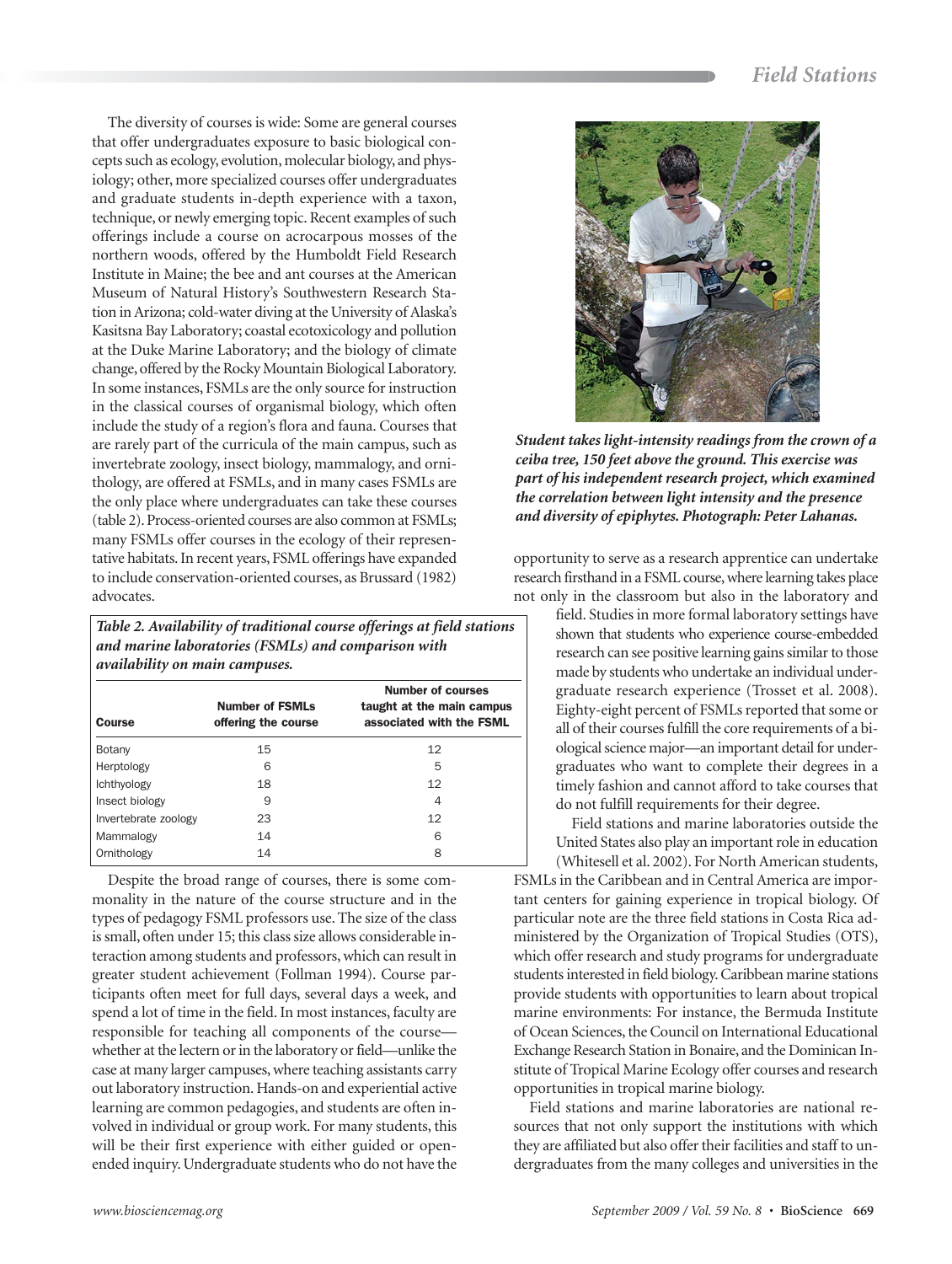The diversity of courses is wide: Some are general courses that offer undergraduates exposure to basic biological concepts such as ecology, evolution, molecular biology, and physiology; other, more specialized courses offer undergraduates and graduate students in-depth experience with a taxon, technique, or newly emerging topic. Recent examples of such offerings include a course on acrocarpous mosses of the northern woods, offered by the Humboldt Field Research Institute in Maine; the bee and ant courses at the American Museum of Natural History's Southwestern Research Station in Arizona; cold-water diving at the University of Alaska's Kasitsna Bay Laboratory; coastal ecotoxicology and pollution at the Duke Marine Laboratory; and the biology of climate change, offered by the Rocky Mountain Biological Laboratory. In some instances, FSMLs are the only source for instruction in the classical courses of organismal biology, which often include the study of a region's flora and fauna. Courses that are rarely part of the curricula of the main campus, such as invertebrate zoology, insect biology, mammalogy, and ornithology, are offered at FSMLs, and in many cases FSMLs are the only place where undergraduates can take these courses (table 2). Process-oriented courses are also common at FSMLs; many FSMLs offer courses in the ecology of their representative habitats. In recent years, FSML offerings have expanded to include conservation-oriented courses, as Brussard (1982) advocates.

***Table 2. Availability of traditional course offerings at field stations and marine laboratories (FSMLs) and comparison with availability on main campuses.***

| Course | Number of FSMLs offering the course | Number of courses taught at the main campus associated with the FSML |
|---|---|---|
| Botany | 15 | 12 |
| Herptology | 6 | 5 |
| Ichthyology | 18 | 12 |
| Insect biology | 9 | 4 |
| Invertebrate zoology | 23 | 12 |
| Mammalogy | 14 | 6 |
| Ornithology | 14 | 8 |

Despite the broad range of courses, there is some commonality in the nature of the course structure and in the types of pedagogy FSML professors use. The size of the class is small, often under 15; this class size allows considerable interaction among students and professors, which can result in greater student achievement (Follman 1994). Course participants often meet for full days, several days a week, and spend a lot of time in the field. In most instances, faculty are responsible for teaching all components of the course—whether at the lectern or in the laboratory or field—unlike the case at many larger campuses, where teaching assistants carry out laboratory instruction. Hands-on and experiential active learning are common pedagogies, and students are often involved in individual or group work. For many students, this will be their first experience with either guided or open-ended inquiry. Undergraduate students who do not have the opportunity to serve as a research apprentice can undertake research firsthand in a FSML course, where learning takes place not only in the classroom but also in the laboratory and field. Studies in more formal laboratory settings have shown that students who experience course-embedded research can see positive learning gains similar to those made by students who undertake an individual undergraduate research experience (Trosset et al. 2008). Eighty-eight percent of FSMLs reported that some or all of their courses fulfill the core requirements of a biological science major—an important detail for undergraduates who want to complete their degrees in a timely fashion and cannot afford to take courses that do not fulfill requirements for their degree.

***Student takes light-intensity readings from the crown of a ceiba tree, 150 feet above the ground. This exercise was part of his independent research project, which examined the correlation between light intensity and the presence and diversity of epiphytes. Photograph: Peter Lahanas.***

Field stations and marine laboratories outside the United States also play an important role in education (Whitesell et al. 2002). For North American students, FSMLs in the Caribbean and in Central America are important centers for gaining experience in tropical biology. Of particular note are the three field stations in Costa Rica administered by the Organization of Tropical Studies (OTS), which offer research and study programs for undergraduate students interested in field biology. Caribbean marine stations provide students with opportunities to learn about tropical marine environments: For instance, the Bermuda Institute of Ocean Sciences, the Council on International Educational Exchange Research Station in Bonaire, and the Dominican Institute of Tropical Marine Ecology offer courses and research opportunities in tropical marine biology.

Field stations and marine laboratories are national resources that not only support the institutions with which they are affiliated but also offer their facilities and staff to undergraduates from the many colleges and universities in the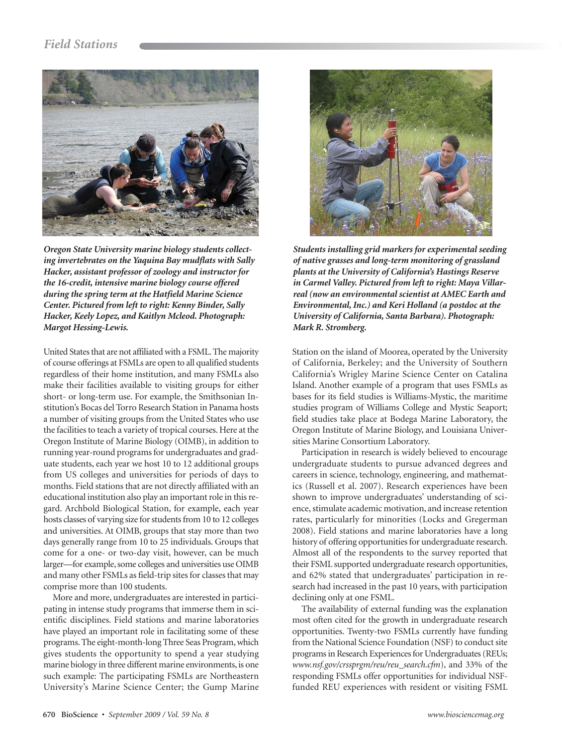*Oregon State University marine biology students collecting invertebrates on the Yaquina Bay mudflats with Sally Hacker, assistant professor of zoology and instructor for the 16-credit, intensive marine biology course offered during the spring term at the Hatfield Marine Science Center. Pictured from left to right: Kenny Binder, Sally Hacker, Keely Lopez, and Kaitlyn Mcleod. Photograph: Margot Hessing-Lewis.*

*Students installing grid markers for experimental seeding of native grasses and long-term monitoring of grassland plants at the University of California's Hastings Reserve in Carmel Valley. Pictured from left to right: Maya Villarreal (now an environmental scientist at AMEC Earth and Environmental, Inc.) and Keri Holland (a postdoc at the University of California, Santa Barbara). Photograph: Mark R. Stromberg.*

United States that are not affiliated with a FSML. The majority of course offerings at FSMLs are open to all qualified students regardless of their home institution, and many FSMLs also make their facilities available to visiting groups for either short- or long-term use. For example, the Smithsonian Institution's Bocas del Torro Research Station in Panama hosts a number of visiting groups from the United States who use the facilities to teach a variety of tropical courses. Here at the Oregon Institute of Marine Biology (OIMB), in addition to running year-round programs for undergraduates and graduate students, each year we host 10 to 12 additional groups from US colleges and universities for periods of days to months. Field stations that are not directly affiliated with an educational institution also play an important role in this regard. Archbold Biological Station, for example, each year hosts classes of varying size for students from 10 to 12 colleges and universities. At OIMB, groups that stay more than two days generally range from 10 to 25 individuals. Groups that come for a one- or two-day visit, however, can be much larger—for example, some colleges and universities use OIMB and many other FSMLs as field-trip sites for classes that may comprise more than 100 students.

More and more, undergraduates are interested in participating in intense study programs that immerse them in scientific disciplines. Field stations and marine laboratories have played an important role in facilitating some of these programs. The eight-month-long Three Seas Program, which gives students the opportunity to spend a year studying marine biology in three different marine environments, is one such example: The participating FSMLs are Northeastern University's Marine Science Center; the Gump Marine Station on the island of Moorea, operated by the University of California, Berkeley; and the University of Southern California's Wrigley Marine Science Center on Catalina Island. Another example of a program that uses FSMLs as bases for its field studies is Williams-Mystic, the maritime studies program of Williams College and Mystic Seaport; field studies take place at Bodega Marine Laboratory, the Oregon Institute of Marine Biology, and Louisiana Universities Marine Consortium Laboratory.

Participation in research is widely believed to encourage undergraduate students to pursue advanced degrees and careers in science, technology, engineering, and mathematics (Russell et al. 2007). Research experiences have been shown to improve undergraduates' understanding of science, stimulate academic motivation, and increase retention rates, particularly for minorities (Locks and Gregerman 2008). Field stations and marine laboratories have a long history of offering opportunities for undergraduate research. Almost all of the respondents to the survey reported that their FSML supported undergraduate research opportunities, and 62% stated that undergraduates' participation in research had increased in the past 10 years, with participation declining only at one FSML.

The availability of external funding was the explanation most often cited for the growth in undergraduate research opportunities. Twenty-two FSMLs currently have funding from the National Science Foundation (NSF) to conduct site programs in Research Experiences for Undergraduates (REUs; *www.nsf.gov/crssprgm/reu/reu_search.cfm*), and 33% of the responding FSMLs offer opportunities for individual NSF-funded REU experiences with resident or visiting FSML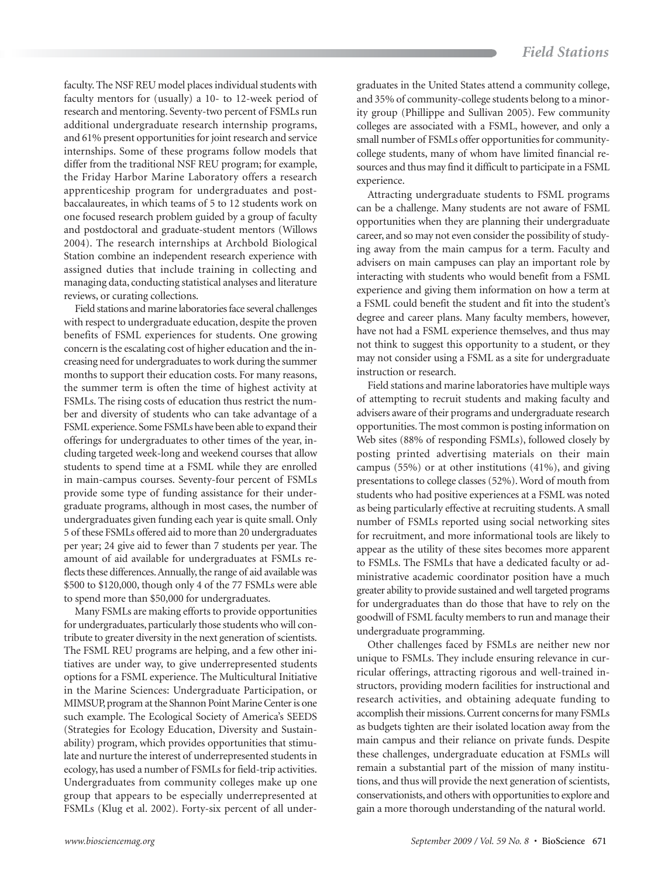faculty. The NSF REU model places individual students with faculty mentors for (usually) a 10- to 12-week period of research and mentoring. Seventy-two percent of FSMLs run additional undergraduate research internship programs, and 61% present opportunities for joint research and service internships. Some of these programs follow models that differ from the traditional NSF REU program; for example, the Friday Harbor Marine Laboratory offers a research apprenticeship program for undergraduates and postbaccalaureates, in which teams of 5 to 12 students work on one focused research problem guided by a group of faculty and postdoctoral and graduate-student mentors (Willows 2004). The research internships at Archbold Biological Station combine an independent research experience with assigned duties that include training in collecting and managing data, conducting statistical analyses and literature reviews, or curating collections.

Field stations and marine laboratories face several challenges with respect to undergraduate education, despite the proven benefits of FSML experiences for students. One growing concern is the escalating cost of higher education and the increasing need for undergraduates to work during the summer months to support their education costs. For many reasons, the summer term is often the time of highest activity at FSMLs. The rising costs of education thus restrict the number and diversity of students who can take advantage of a FSML experience. Some FSMLs have been able to expand their offerings for undergraduates to other times of the year, including targeted week-long and weekend courses that allow students to spend time at a FSML while they are enrolled in main-campus courses. Seventy-four percent of FSMLs provide some type of funding assistance for their undergraduate programs, although in most cases, the number of undergraduates given funding each year is quite small. Only 5 of these FSMLs offered aid to more than 20 undergraduates per year; 24 give aid to fewer than 7 students per year. The amount of aid available for undergraduates at FSMLs reflects these differences. Annually, the range of aid available was $500 to $120,000, though only 4 of the 77 FSMLs were able to spend more than $50,000 for undergraduates.

Many FSMLs are making efforts to provide opportunities for undergraduates, particularly those students who will contribute to greater diversity in the next generation of scientists. The FSML REU programs are helping, and a few other initiatives are under way, to give underrepresented students options for a FSML experience. The Multicultural Initiative in the Marine Sciences: Undergraduate Participation, or MIMSUP, program at the Shannon Point Marine Center is one such example. The Ecological Society of America's SEEDS (Strategies for Ecology Education, Diversity and Sustainability) program, which provides opportunities that stimulate and nurture the interest of underrepresented students in ecology, has used a number of FSMLs for field-trip activities. Undergraduates from community colleges make up one group that appears to be especially underrepresented at FSMLs (Klug et al. 2002). Forty-six percent of all undergraduates in the United States attend a community college, and 35% of community-college students belong to a minority group (Phillippe and Sullivan 2005). Few community colleges are associated with a FSML, however, and only a small number of FSMLs offer opportunities for community-college students, many of whom have limited financial resources and thus may find it difficult to participate in a FSML experience.

Attracting undergraduate students to FSML programs can be a challenge. Many students are not aware of FSML opportunities when they are planning their undergraduate career, and so may not even consider the possibility of studying away from the main campus for a term. Faculty and advisers on main campuses can play an important role by interacting with students who would benefit from a FSML experience and giving them information on how a term at a FSML could benefit the student and fit into the student's degree and career plans. Many faculty members, however, have not had a FSML experience themselves, and thus may not think to suggest this opportunity to a student, or they may not consider using a FSML as a site for undergraduate instruction or research.

Field stations and marine laboratories have multiple ways of attempting to recruit students and making faculty and advisers aware of their programs and undergraduate research opportunities. The most common is posting information on Web sites (88% of responding FSMLs), followed closely by posting printed advertising materials on their main campus (55%) or at other institutions (41%), and giving presentations to college classes (52%). Word of mouth from students who had positive experiences at a FSML was noted as being particularly effective at recruiting students. A small number of FSMLs reported using social networking sites for recruitment, and more informational tools are likely to appear as the utility of these sites becomes more apparent to FSMLs. The FSMLs that have a dedicated faculty or administrative academic coordinator position have a much greater ability to provide sustained and well targeted programs for undergraduates than do those that have to rely on the goodwill of FSML faculty members to run and manage their undergraduate programming.

Other challenges faced by FSMLs are neither new nor unique to FSMLs. They include ensuring relevance in curricular offerings, attracting rigorous and well-trained instructors, providing modern facilities for instructional and research activities, and obtaining adequate funding to accomplish their missions. Current concerns for many FSMLs as budgets tighten are their isolated location away from the main campus and their reliance on private funds. Despite these challenges, undergraduate education at FSMLs will remain a substantial part of the mission of many institutions, and thus will provide the next generation of scientists, conservationists, and others with opportunities to explore and gain a more thorough understanding of the natural world.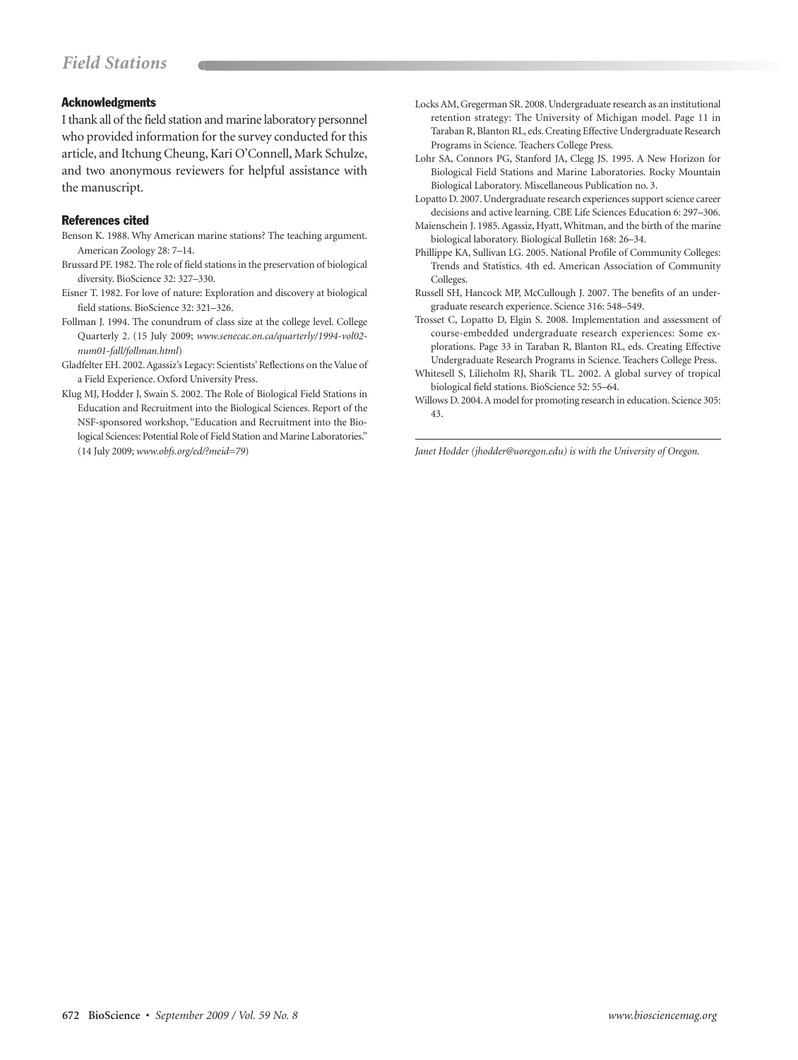## Acknowledgments

I thank all of the field station and marine laboratory personnel who provided information for the survey conducted for this article, and Itchung Cheung, Kari O'Connell, Mark Schulze, and two anonymous reviewers for helpful assistance with the manuscript.

## References cited

Benson K. 1988. Why American marine stations? The teaching argument. American Zoology 28: 7–14.

Brussard PF. 1982. The role of field stations in the preservation of biological diversity. BioScience 32: 327–330.

Eisner T. 1982. For love of nature: Exploration and discovery at biological field stations. BioScience 32: 321–326.

Follman J. 1994. The conundrum of class size at the college level. College Quarterly 2. (15 July 2009; *www.senecac.on.ca/quarterly/1994-vol02-num01-fall/follman.html*)

Gladfelter EH. 2002. Agassiz's Legacy: Scientists' Reflections on the Value of a Field Experience. Oxford University Press.

Klug MJ, Hodder J, Swain S. 2002. The Role of Biological Field Stations in Education and Recruitment into the Biological Sciences. Report of the NSF-sponsored workshop, "Education and Recruitment into the Biological Sciences: Potential Role of Field Station and Marine Laboratories." (14 July 2009; *www.obfs.org/ed/?meid=79*)

Locks AM, Gregerman SR. 2008. Undergraduate research as an institutional retention strategy: The University of Michigan model. Page 11 in Taraban R, Blanton RL, eds. Creating Effective Undergraduate Research Programs in Science. Teachers College Press.

Lohr SA, Connors PG, Stanford JA, Clegg JS. 1995. A New Horizon for Biological Field Stations and Marine Laboratories. Rocky Mountain Biological Laboratory. Miscellaneous Publication no. 3.

Lopatto D. 2007. Undergraduate research experiences support science career decisions and active learning. CBE Life Sciences Education 6: 297–306.

Maienschein J. 1985. Agassiz, Hyatt, Whitman, and the birth of the marine biological laboratory. Biological Bulletin 168: 26–34.

Phillippe KA, Sullivan LG. 2005. National Profile of Community Colleges: Trends and Statistics. 4th ed. American Association of Community Colleges.

Russell SH, Hancock MP, McCullough J. 2007. The benefits of an undergraduate research experience. Science 316: 548–549.

Trosset C, Lopatto D, Elgin S. 2008. Implementation and assessment of course-embedded undergraduate research experiences: Some explorations. Page 33 in Taraban R, Blanton RL, eds. Creating Effective Undergraduate Research Programs in Science. Teachers College Press.

Whitesell S, Lilieholm RJ, Sharik TL. 2002. A global survey of tropical biological field stations. BioScience 52: 55–64.

Willows D. 2004. A model for promoting research in education. Science 305: 43.

---

*Janet Hodder (jhodder@uoregon.edu) is with the University of Oregon.*